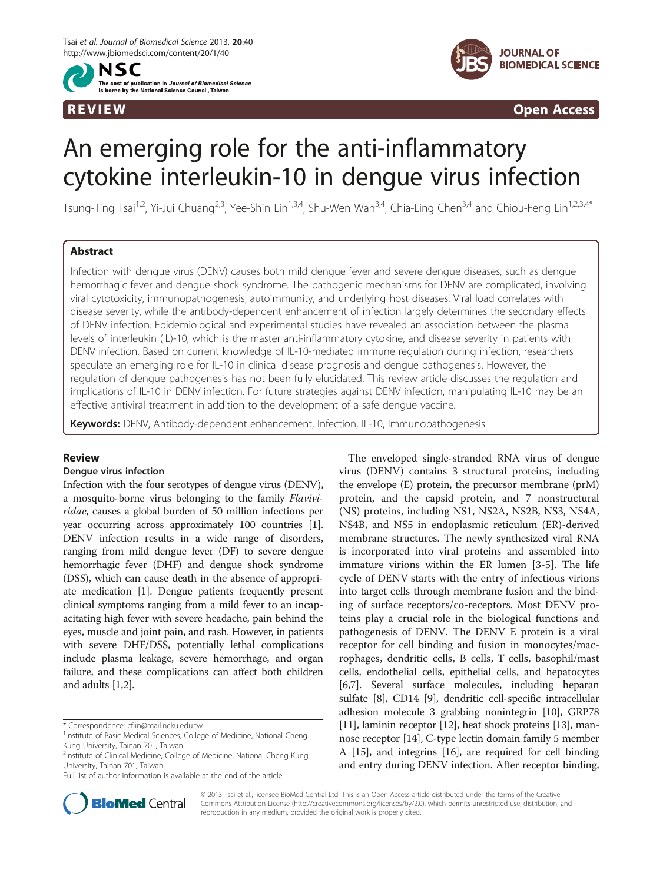REVIEW Open Access

# An emerging role for the anti-inflammatory cytokine interleukin-10 in dengue virus infection

Tsung-Ting Tsai[1,2], Yi-Jui Chuang[2,3], Yee-Shin Lin[1,3,4], Shu-Wen Wan[3,4], Chia-Ling Chen[3,4] and Chiou-Feng Lin[1,2,3,4*]

## Abstract

Infection with dengue virus (DENV) causes both mild dengue fever and severe dengue diseases, such as dengue hemorrhagic fever and dengue shock syndrome. The pathogenic mechanisms for DENV are complicated, involving viral cytotoxicity, immunopathogenesis, autoimmunity, and underlying host diseases. Viral load correlates with disease severity, while the antibody-dependent enhancement of infection largely determines the secondary effects of DENV infection. Epidemiological and experimental studies have revealed an association between the plasma levels of interleukin (IL)-10, which is the master anti-inflammatory cytokine, and disease severity in patients with DENV infection. Based on current knowledge of IL-10-mediated immune regulation during infection, researchers speculate an emerging role for IL-10 in clinical disease prognosis and dengue pathogenesis. However, the regulation of dengue pathogenesis has not been fully elucidated. This review article discusses the regulation and implications of IL-10 in DENV infection. For future strategies against DENV infection, manipulating IL-10 may be an effective antiviral treatment in addition to the development of a safe dengue vaccine.

**Keywords:** DENV, Antibody-dependent enhancement, Infection, IL-10, Immunopathogenesis

## Review

### Dengue virus infection

Infection with the four serotypes of dengue virus (DENV), a mosquito-borne virus belonging to the family *Flaviviridae*, causes a global burden of 50 million infections per year occurring across approximately 100 countries [1]. DENV infection results in a wide range of disorders, ranging from mild dengue fever (DF) to severe dengue hemorrhagic fever (DHF) and dengue shock syndrome (DSS), which can cause death in the absence of appropriate medication [1]. Dengue patients frequently present clinical symptoms ranging from a mild fever to an incapacitating high fever with severe headache, pain behind the eyes, muscle and joint pain, and rash. However, in patients with severe DHF/DSS, potentially lethal complications include plasma leakage, severe hemorrhage, and organ failure, and these complications can affect both children and adults [1,2].

The enveloped single-stranded RNA virus of dengue virus (DENV) contains 3 structural proteins, including the envelope (E) protein, the precursor membrane (prM) protein, and the capsid protein, and 7 nonstructural (NS) proteins, including NS1, NS2A, NS2B, NS3, NS4A, NS4B, and NS5 in endoplasmic reticulum (ER)-derived membrane structures. The newly synthesized viral RNA is incorporated into viral proteins and assembled into immature virions within the ER lumen [3-5]. The life cycle of DENV starts with the entry of infectious virions into target cells through membrane fusion and the binding of surface receptors/co-receptors. Most DENV proteins play a crucial role in the biological functions and pathogenesis of DENV. The DENV E protein is a viral receptor for cell binding and fusion in monocytes/macrophages, dendritic cells, B cells, T cells, basophil/mast cells, endothelial cells, epithelial cells, and hepatocytes [6,7]. Several surface molecules, including heparan sulfate [8], CD14 [9], dendritic cell-specific intracellular adhesion molecule 3 grabbing nonintegrin [10], GRP78 [11], laminin receptor [12], heat shock proteins [13], mannose receptor [14], C-type lectin domain family 5 member A [15], and integrins [16], are required for cell binding and entry during DENV infection. After receptor binding,

\* Correspondence: cflin@mail.ncku.edu.tw
[1]Institute of Basic Medical Sciences, College of Medicine, National Cheng Kung University, Tainan 701, Taiwan
[2]Institute of Clinical Medicine, College of Medicine, National Cheng Kung University, Tainan 701, Taiwan
Full list of author information is available at the end of the article

© 2013 Tsai et al.; licensee BioMed Central Ltd. This is an Open Access article distributed under the terms of the Creative Commons Attribution License (http://creativecommons.org/licenses/by/2.0), which permits unrestricted use, distribution, and reproduction in any medium, provided the original work is properly cited.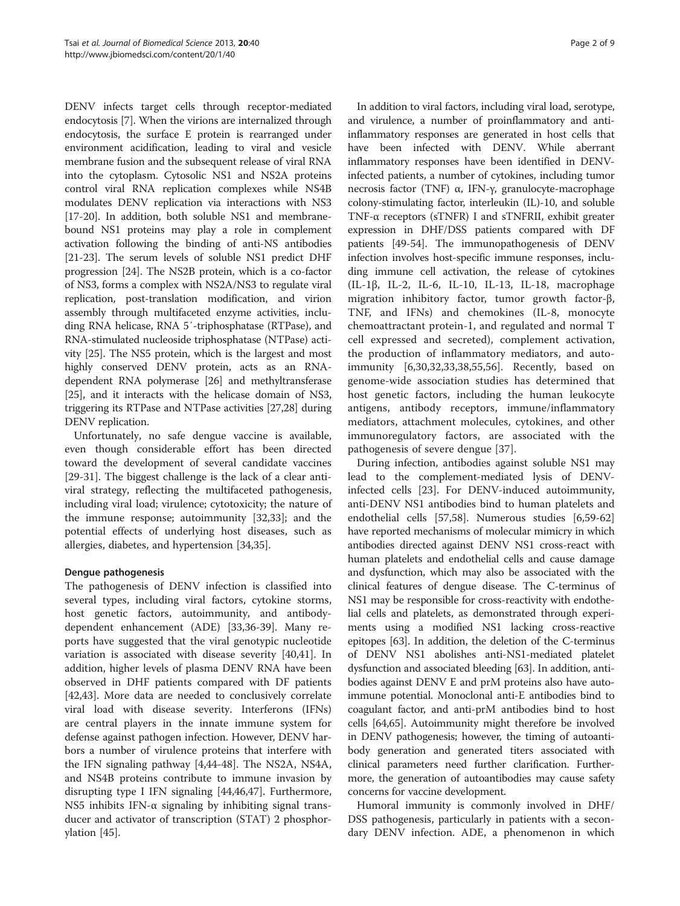DENV infects target cells through receptor-mediated endocytosis [7]. When the virions are internalized through endocytosis, the surface E protein is rearranged under environment acidification, leading to viral and vesicle membrane fusion and the subsequent release of viral RNA into the cytoplasm. Cytosolic NS1 and NS2A proteins control viral RNA replication complexes while NS4B modulates DENV replication via interactions with NS3 [17-20]. In addition, both soluble NS1 and membrane-bound NS1 proteins may play a role in complement activation following the binding of anti-NS antibodies [21-23]. The serum levels of soluble NS1 predict DHF progression [24]. The NS2B protein, which is a co-factor of NS3, forms a complex with NS2A/NS3 to regulate viral replication, post-translation modification, and virion assembly through multifaceted enzyme activities, including RNA helicase, RNA 5′-triphosphatase (RTPase), and RNA-stimulated nucleoside triphosphatase (NTPase) activity [25]. The NS5 protein, which is the largest and most highly conserved DENV protein, acts as an RNA-dependent RNA polymerase [26] and methyltransferase [25], and it interacts with the helicase domain of NS3, triggering its RTPase and NTPase activities [27,28] during DENV replication.

Unfortunately, no safe dengue vaccine is available, even though considerable effort has been directed toward the development of several candidate vaccines [29-31]. The biggest challenge is the lack of a clear antiviral strategy, reflecting the multifaceted pathogenesis, including viral load; virulence; cytotoxicity; the nature of the immune response; autoimmunity [32,33]; and the potential effects of underlying host diseases, such as allergies, diabetes, and hypertension [34,35].

### Dengue pathogenesis

The pathogenesis of DENV infection is classified into several types, including viral factors, cytokine storms, host genetic factors, autoimmunity, and antibody-dependent enhancement (ADE) [33,36-39]. Many reports have suggested that the viral genotypic nucleotide variation is associated with disease severity [40,41]. In addition, higher levels of plasma DENV RNA have been observed in DHF patients compared with DF patients [42,43]. More data are needed to conclusively correlate viral load with disease severity. Interferons (IFNs) are central players in the innate immune system for defense against pathogen infection. However, DENV harbors a number of virulence proteins that interfere with the IFN signaling pathway [4,44-48]. The NS2A, NS4A, and NS4B proteins contribute to immune invasion by disrupting type I IFN signaling [44,46,47]. Furthermore, NS5 inhibits IFN-α signaling by inhibiting signal transducer and activator of transcription (STAT) 2 phosphorylation [45].

In addition to viral factors, including viral load, serotype, and virulence, a number of proinflammatory and anti-inflammatory responses are generated in host cells that have been infected with DENV. While aberrant inflammatory responses have been identified in DENV-infected patients, a number of cytokines, including tumor necrosis factor (TNF) α, IFN-γ, granulocyte-macrophage colony-stimulating factor, interleukin (IL)-10, and soluble TNF-α receptors (sTNFR) I and sTNFRII, exhibit greater expression in DHF/DSS patients compared with DF patients [49-54]. The immunopathogenesis of DENV infection involves host-specific immune responses, including immune cell activation, the release of cytokines (IL-1β, IL-2, IL-6, IL-10, IL-13, IL-18, macrophage migration inhibitory factor, tumor growth factor-β, TNF, and IFNs) and chemokines (IL-8, monocyte chemoattractant protein-1, and regulated and normal T cell expressed and secreted), complement activation, the production of inflammatory mediators, and autoimmunity [6,30,32,33,38,55,56]. Recently, based on genome-wide association studies has determined that host genetic factors, including the human leukocyte antigens, antibody receptors, immune/inflammatory mediators, attachment molecules, cytokines, and other immunoregulatory factors, are associated with the pathogenesis of severe dengue [37].

During infection, antibodies against soluble NS1 may lead to the complement-mediated lysis of DENV-infected cells [23]. For DENV-induced autoimmunity, anti-DENV NS1 antibodies bind to human platelets and endothelial cells [57,58]. Numerous studies [6,59-62] have reported mechanisms of molecular mimicry in which antibodies directed against DENV NS1 cross-react with human platelets and endothelial cells and cause damage and dysfunction, which may also be associated with the clinical features of dengue disease. The C-terminus of NS1 may be responsible for cross-reactivity with endothelial cells and platelets, as demonstrated through experiments using a modified NS1 lacking cross-reactive epitopes [63]. In addition, the deletion of the C-terminus of DENV NS1 abolishes anti-NS1-mediated platelet dysfunction and associated bleeding [63]. In addition, antibodies against DENV E and prM proteins also have autoimmune potential. Monoclonal anti-E antibodies bind to coagulant factor, and anti-prM antibodies bind to host cells [64,65]. Autoimmunity might therefore be involved in DENV pathogenesis; however, the timing of autoantibody generation and generated titers associated with clinical parameters need further clarification. Furthermore, the generation of autoantibodies may cause safety concerns for vaccine development.

Humoral immunity is commonly involved in DHF/DSS pathogenesis, particularly in patients with a secondary DENV infection. ADE, a phenomenon in which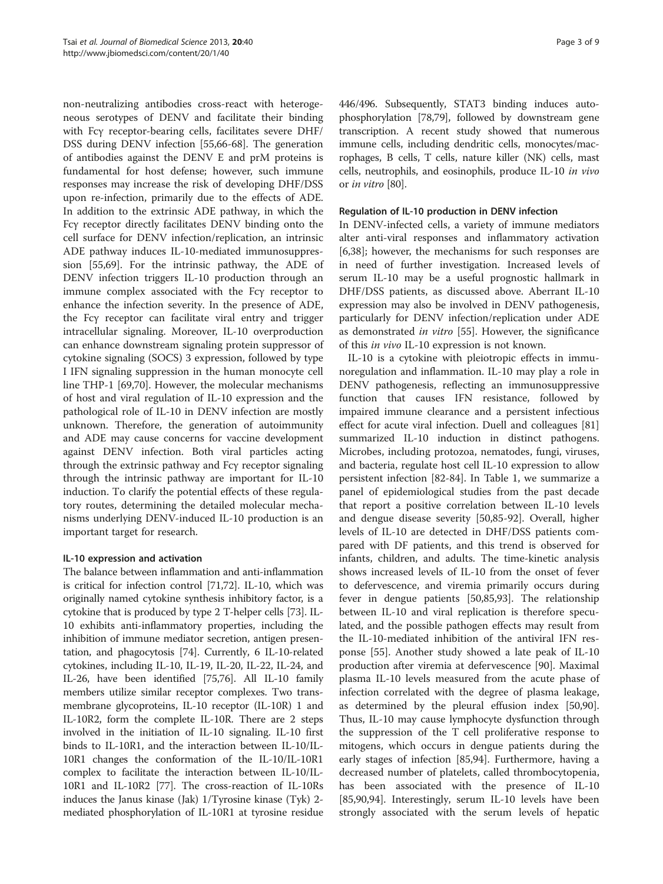non-neutralizing antibodies cross-react with heterogeneous serotypes of DENV and facilitate their binding with Fcγ receptor-bearing cells, facilitates severe DHF/DSS during DENV infection [55,66-68]. The generation of antibodies against the DENV E and prM proteins is fundamental for host defense; however, such immune responses may increase the risk of developing DHF/DSS upon re-infection, primarily due to the effects of ADE. In addition to the extrinsic ADE pathway, in which the Fcγ receptor directly facilitates DENV binding onto the cell surface for DENV infection/replication, an intrinsic ADE pathway induces IL-10-mediated immunosuppression [55,69]. For the intrinsic pathway, the ADE of DENV infection triggers IL-10 production through an immune complex associated with the Fcγ receptor to enhance the infection severity. In the presence of ADE, the Fcγ receptor can facilitate viral entry and trigger intracellular signaling. Moreover, IL-10 overproduction can enhance downstream signaling protein suppressor of cytokine signaling (SOCS) 3 expression, followed by type I IFN signaling suppression in the human monocyte cell line THP-1 [69,70]. However, the molecular mechanisms of host and viral regulation of IL-10 expression and the pathological role of IL-10 in DENV infection are mostly unknown. Therefore, the generation of autoimmunity and ADE may cause concerns for vaccine development against DENV infection. Both viral particles acting through the extrinsic pathway and Fcγ receptor signaling through the intrinsic pathway are important for IL-10 induction. To clarify the potential effects of these regulatory routes, determining the detailed molecular mechanisms underlying DENV-induced IL-10 production is an important target for research.

## IL-10 expression and activation

The balance between inflammation and anti-inflammation is critical for infection control [71,72]. IL-10, which was originally named cytokine synthesis inhibitory factor, is a cytokine that is produced by type 2 T-helper cells [73]. IL-10 exhibits anti-inflammatory properties, including the inhibition of immune mediator secretion, antigen presentation, and phagocytosis [74]. Currently, 6 IL-10-related cytokines, including IL-10, IL-19, IL-20, IL-22, IL-24, and IL-26, have been identified [75,76]. All IL-10 family members utilize similar receptor complexes. Two transmembrane glycoproteins, IL-10 receptor (IL-10R) 1 and IL-10R2, form the complete IL-10R. There are 2 steps involved in the initiation of IL-10 signaling. IL-10 first binds to IL-10R1, and the interaction between IL-10/IL-10R1 changes the conformation of the IL-10/IL-10R1 complex to facilitate the interaction between IL-10/IL-10R1 and IL-10R2 [77]. The cross-reaction of IL-10Rs induces the Janus kinase (Jak) 1/Tyrosine kinase (Tyk) 2-mediated phosphorylation of IL-10R1 at tyrosine residue 446/496. Subsequently, STAT3 binding induces autophosphorylation [78,79], followed by downstream gene transcription. A recent study showed that numerous immune cells, including dendritic cells, monocytes/macrophages, B cells, T cells, nature killer (NK) cells, mast cells, neutrophils, and eosinophils, produce IL-10 *in vivo* or *in vitro* [80].

## Regulation of IL-10 production in DENV infection

In DENV-infected cells, a variety of immune mediators alter anti-viral responses and inflammatory activation [6,38]; however, the mechanisms for such responses are in need of further investigation. Increased levels of serum IL-10 may be a useful prognostic hallmark in DHF/DSS patients, as discussed above. Aberrant IL-10 expression may also be involved in DENV pathogenesis, particularly for DENV infection/replication under ADE as demonstrated *in vitro* [55]. However, the significance of this *in vivo* IL-10 expression is not known.

IL-10 is a cytokine with pleiotropic effects in immunoregulation and inflammation. IL-10 may play a role in DENV pathogenesis, reflecting an immunosuppressive function that causes IFN resistance, followed by impaired immune clearance and a persistent infectious effect for acute viral infection. Duell and colleagues [81] summarized IL-10 induction in distinct pathogens. Microbes, including protozoa, nematodes, fungi, viruses, and bacteria, regulate host cell IL-10 expression to allow persistent infection [82-84]. In Table 1, we summarize a panel of epidemiological studies from the past decade that report a positive correlation between IL-10 levels and dengue disease severity [50,85-92]. Overall, higher levels of IL-10 are detected in DHF/DSS patients compared with DF patients, and this trend is observed for infants, children, and adults. The time-kinetic analysis shows increased levels of IL-10 from the onset of fever to defervescence, and viremia primarily occurs during fever in dengue patients [50,85,93]. The relationship between IL-10 and viral replication is therefore speculated, and the possible pathogen effects may result from the IL-10-mediated inhibition of the antiviral IFN response [55]. Another study showed a late peak of IL-10 production after viremia at defervescence [90]. Maximal plasma IL-10 levels measured from the acute phase of infection correlated with the degree of plasma leakage, as determined by the pleural effusion index [50,90]. Thus, IL-10 may cause lymphocyte dysfunction through the suppression of the T cell proliferative response to mitogens, which occurs in dengue patients during the early stages of infection [85,94]. Furthermore, having a decreased number of platelets, called thrombocytopenia, has been associated with the presence of IL-10 [85,90,94]. Interestingly, serum IL-10 levels have been strongly associated with the serum levels of hepatic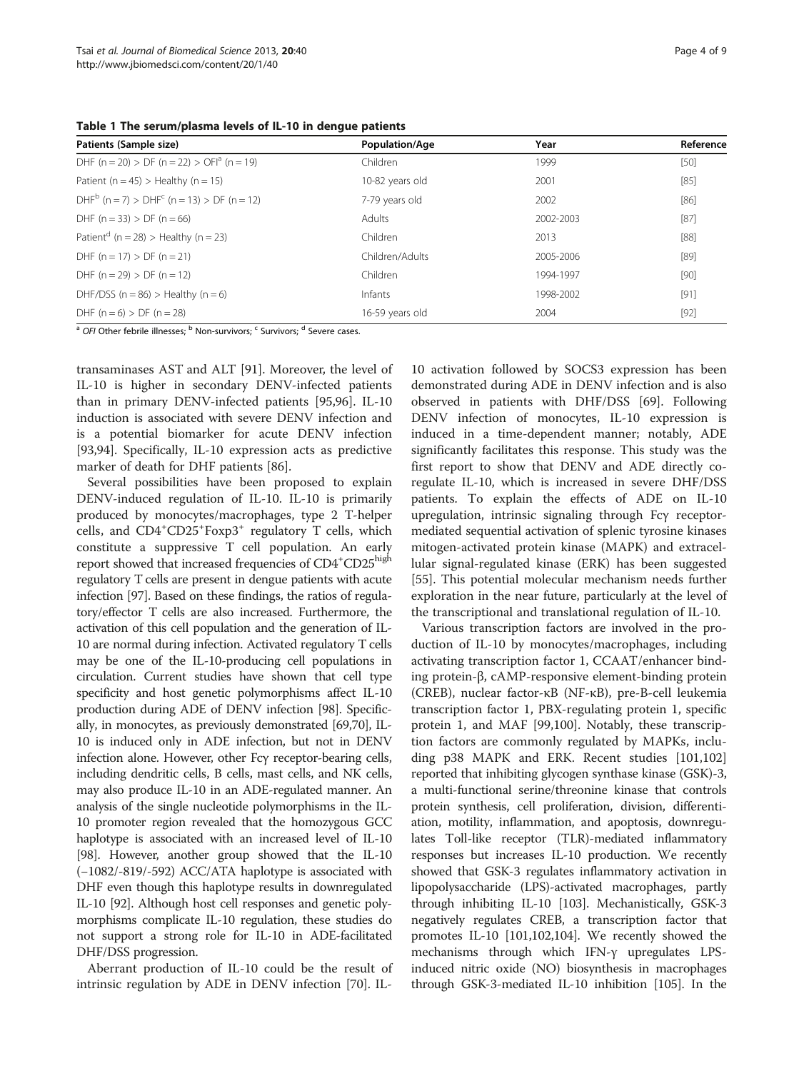**Table 1 The serum/plasma levels of IL-10 in dengue patients**

| Patients (Sample size) | Population/Age | Year | Reference |
|---|---|---|---|
| DHF (n = 20) > DF (n = 22) > OFI[a] (n = 19) | Children | 1999 | [50] |
| Patient (n = 45) > Healthy (n = 15) | 10-82 years old | 2001 | [85] |
| DHF[b] (n = 7) > DHF[c] (n = 13) > DF (n = 12) | 7-79 years old | 2002 | [86] |
| DHF (n = 33) > DF (n = 66) | Adults | 2002-2003 | [87] |
| Patient[d] (n = 28) > Healthy (n = 23) | Children | 2013 | [88] |
| DHF (n = 17) > DF (n = 21) | Children/Adults | 2005-2006 | [89] |
| DHF (n = 29) > DF (n = 12) | Children | 1994-1997 | [90] |
| DHF/DSS (n = 86) > Healthy (n = 6) | Infants | 1998-2002 | [91] |
| DHF (n = 6) > DF (n = 28) | 16-59 years old | 2004 | [92] |

[a] *OFI* Other febrile illnesses; [b] Non-survivors; [c] Survivors; [d] Severe cases.

transaminases AST and ALT [91]. Moreover, the level of IL-10 is higher in secondary DENV-infected patients than in primary DENV-infected patients [95,96]. IL-10 induction is associated with severe DENV infection and is a potential biomarker for acute DENV infection [93,94]. Specifically, IL-10 expression acts as predictive marker of death for DHF patients [86].

Several possibilities have been proposed to explain DENV-induced regulation of IL-10. IL-10 is primarily produced by monocytes/macrophages, type 2 T-helper cells, and $CD4^+CD25^+Foxp3^+$ regulatory T cells, which constitute a suppressive T cell population. An early report showed that increased frequencies of $CD4^+CD25^{high}$ regulatory T cells are present in dengue patients with acute infection [97]. Based on these findings, the ratios of regulatory/effector T cells are also increased. Furthermore, the activation of this cell population and the generation of IL-10 are normal during infection. Activated regulatory T cells may be one of the IL-10-producing cell populations in circulation. Current studies have shown that cell type specificity and host genetic polymorphisms affect IL-10 production during ADE of DENV infection [98]. Specifically, in monocytes, as previously demonstrated [69,70], IL-10 is induced only in ADE infection, but not in DENV infection alone. However, other Fcγ receptor-bearing cells, including dendritic cells, B cells, mast cells, and NK cells, may also produce IL-10 in an ADE-regulated manner. An analysis of the single nucleotide polymorphisms in the IL-10 promoter region revealed that the homozygous GCC haplotype is associated with an increased level of IL-10 [98]. However, another group showed that the IL-10 (−1082/-819/-592) ACC/ATA haplotype is associated with DHF even though this haplotype results in downregulated IL-10 [92]. Although host cell responses and genetic polymorphisms complicate IL-10 regulation, these studies do not support a strong role for IL-10 in ADE-facilitated DHF/DSS progression.

Aberrant production of IL-10 could be the result of intrinsic regulation by ADE in DENV infection [70]. IL-10 activation followed by SOCS3 expression has been demonstrated during ADE in DENV infection and is also observed in patients with DHF/DSS [69]. Following DENV infection of monocytes, IL-10 expression is induced in a time-dependent manner; notably, ADE significantly facilitates this response. This study was the first report to show that DENV and ADE directly co-regulate IL-10, which is increased in severe DHF/DSS patients. To explain the effects of ADE on IL-10 upregulation, intrinsic signaling through Fcγ receptor-mediated sequential activation of splenic tyrosine kinases mitogen-activated protein kinase (MAPK) and extracellular signal-regulated kinase (ERK) has been suggested [55]. This potential molecular mechanism needs further exploration in the near future, particularly at the level of the transcriptional and translational regulation of IL-10.

Various transcription factors are involved in the production of IL-10 by monocytes/macrophages, including activating transcription factor 1, CCAAT/enhancer binding protein-β, cAMP-responsive element-binding protein (CREB), nuclear factor-κB (NF-κB), pre-B-cell leukemia transcription factor 1, PBX-regulating protein 1, specific protein 1, and MAF [99,100]. Notably, these transcription factors are commonly regulated by MAPKs, including p38 MAPK and ERK. Recent studies [101,102] reported that inhibiting glycogen synthase kinase (GSK)-3, a multi-functional serine/threonine kinase that controls protein synthesis, cell proliferation, division, differentiation, motility, inflammation, and apoptosis, downregulates Toll-like receptor (TLR)-mediated inflammatory responses but increases IL-10 production. We recently showed that GSK-3 regulates inflammatory activation in lipopolysaccharide (LPS)-activated macrophages, partly through inhibiting IL-10 [103]. Mechanistically, GSK-3 negatively regulates CREB, a transcription factor that promotes IL-10 [101,102,104]. We recently showed the mechanisms through which IFN-γ upregulates LPS-induced nitric oxide (NO) biosynthesis in macrophages through GSK-3-mediated IL-10 inhibition [105]. In the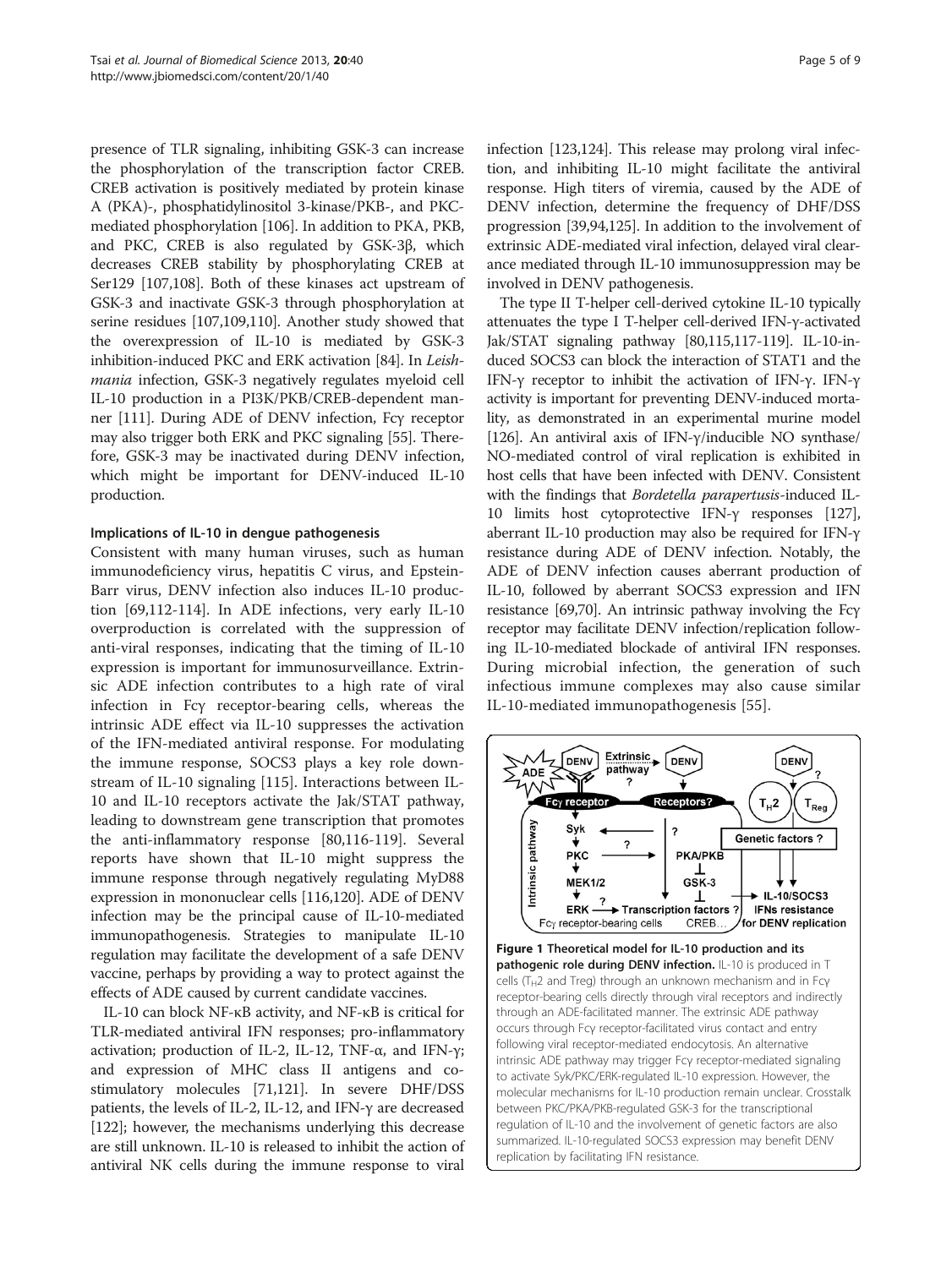presence of TLR signaling, inhibiting GSK-3 can increase the phosphorylation of the transcription factor CREB. CREB activation is positively mediated by protein kinase A (PKA)-, phosphatidylinositol 3-kinase/PKB-, and PKC-mediated phosphorylation [106]. In addition to PKA, PKB, and PKC, CREB is also regulated by GSK-3β, which decreases CREB stability by phosphorylating CREB at Ser129 [107,108]. Both of these kinases act upstream of GSK-3 and inactivate GSK-3 through phosphorylation at serine residues [107,109,110]. Another study showed that the overexpression of IL-10 is mediated by GSK-3 inhibition-induced PKC and ERK activation [84]. In *Leishmania* infection, GSK-3 negatively regulates myeloid cell IL-10 production in a PI3K/PKB/CREB-dependent manner [111]. During ADE of DENV infection, Fcγ receptor may also trigger both ERK and PKC signaling [55]. Therefore, GSK-3 may be inactivated during DENV infection, which might be important for DENV-induced IL-10 production.

#### Implications of IL-10 in dengue pathogenesis

Consistent with many human viruses, such as human immunodeficiency virus, hepatitis C virus, and Epstein-Barr virus, DENV infection also induces IL-10 production [69,112-114]. In ADE infections, very early IL-10 overproduction is correlated with the suppression of anti-viral responses, indicating that the timing of IL-10 expression is important for immunosurveillance. Extrinsic ADE infection contributes to a high rate of viral infection in Fcγ receptor-bearing cells, whereas the intrinsic ADE effect via IL-10 suppresses the activation of the IFN-mediated antiviral response. For modulating the immune response, SOCS3 plays a key role downstream of IL-10 signaling [115]. Interactions between IL-10 and IL-10 receptors activate the Jak/STAT pathway, leading to downstream gene transcription that promotes the anti-inflammatory response [80,116-119]. Several reports have shown that IL-10 might suppress the immune response through negatively regulating MyD88 expression in mononuclear cells [116,120]. ADE of DENV infection may be the principal cause of IL-10-mediated immunopathogenesis. Strategies to manipulate IL-10 regulation may facilitate the development of a safe DENV vaccine, perhaps by providing a way to protect against the effects of ADE caused by current candidate vaccines.

IL-10 can block NF-κB activity, and NF-κB is critical for TLR-mediated antiviral IFN responses; pro-inflammatory activation; production of IL-2, IL-12, TNF-α, and IFN-γ; and expression of MHC class II antigens and co-stimulatory molecules [71,121]. In severe DHF/DSS patients, the levels of IL-2, IL-12, and IFN-γ are decreased [122]; however, the mechanisms underlying this decrease are still unknown. IL-10 is released to inhibit the action of antiviral NK cells during the immune response to viral infection [123,124]. This release may prolong viral infection, and inhibiting IL-10 might facilitate the antiviral response. High titers of viremia, caused by the ADE of DENV infection, determine the frequency of DHF/DSS progression [39,94,125]. In addition to the involvement of extrinsic ADE-mediated viral infection, delayed viral clearance mediated through IL-10 immunosuppression may be involved in DENV pathogenesis.

The type II T-helper cell-derived cytokine IL-10 typically attenuates the type I T-helper cell-derived IFN-γ-activated Jak/STAT signaling pathway [80,115,117-119]. IL-10-induced SOCS3 can block the interaction of STAT1 and the IFN-γ receptor to inhibit the activation of IFN-γ. IFN-γ activity is important for preventing DENV-induced mortality, as demonstrated in an experimental murine model [126]. An antiviral axis of IFN-γ/inducible NO synthase/NO-mediated control of viral replication is exhibited in host cells that have been infected with DENV. Consistent with the findings that *Bordetella parapertussis*-induced IL-10 limits host cytoprotective IFN-γ responses [127], aberrant IL-10 production may also be required for IFN-γ resistance during ADE of DENV infection. Notably, the ADE of DENV infection causes aberrant production of IL-10, followed by aberrant SOCS3 expression and IFN resistance [69,70]. An intrinsic pathway involving the Fcγ receptor may facilitate DENV infection/replication following IL-10-mediated blockade of antiviral IFN responses. During microbial infection, the generation of such infectious immune complexes may also cause similar IL-10-mediated immunopathogenesis [55].

**Figure 1 Theoretical model for IL-10 production and its pathogenic role during DENV infection.** IL-10 is produced in T cells ($T_H2$ and Treg) through an unknown mechanism and in Fcγ receptor-bearing cells directly through viral receptors and indirectly through an ADE-facilitated manner. The extrinsic ADE pathway occurs through Fcγ receptor-facilitated virus contact and entry following viral receptor-mediated endocytosis. An alternative intrinsic ADE pathway may trigger Fcγ receptor-mediated signaling to activate Syk/PKC/ERK-regulated IL-10 expression. However, the molecular mechanisms for IL-10 production remain unclear. Crosstalk between PKC/PKA/PKB-regulated GSK-3 for the transcriptional regulation of IL-10 and the involvement of genetic factors are also summarized. IL-10-regulated SOCS3 expression may benefit DENV replication by facilitating IFN resistance.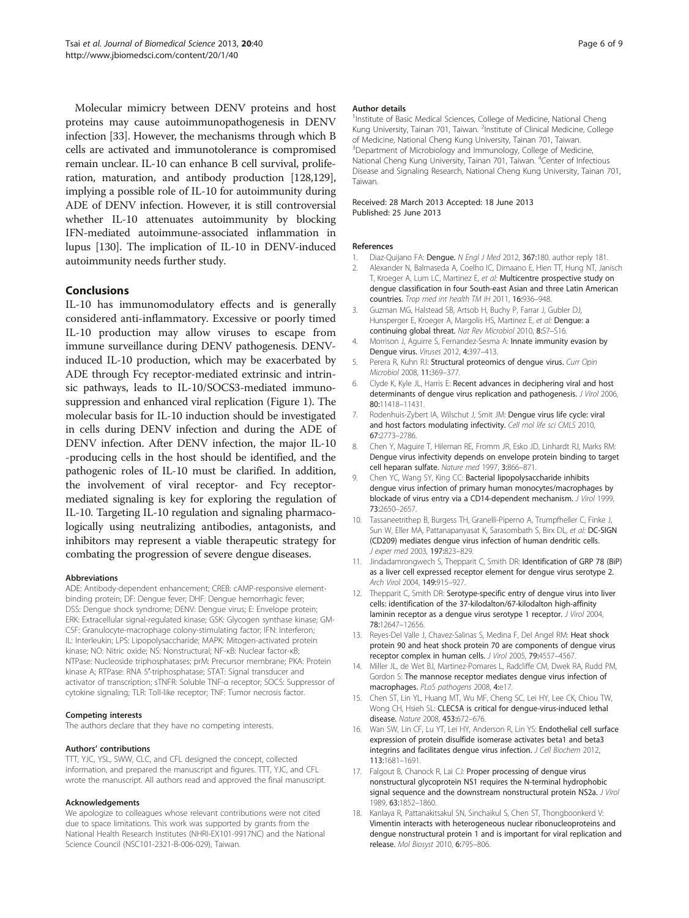Molecular mimicry between DENV proteins and host proteins may cause autoimmunopathogenesis in DENV infection [33]. However, the mechanisms through which B cells are activated and immunotolerance is compromised remain unclear. IL-10 can enhance B cell survival, proliferation, maturation, and antibody production [128,129], implying a possible role of IL-10 for autoimmunity during ADE of DENV infection. However, it is still controversial whether IL-10 attenuates autoimmunity by blocking IFN-mediated autoimmune-associated inflammation in lupus [130]. The implication of IL-10 in DENV-induced autoimmunity needs further study.

## Conclusions

IL-10 has immunomodulatory effects and is generally considered anti-inflammatory. Excessive or poorly timed IL-10 production may allow viruses to escape from immune surveillance during DENV pathogenesis. DENV-induced IL-10 production, which may be exacerbated by ADE through Fcγ receptor-mediated extrinsic and intrinsic pathways, leads to IL-10/SOCS3-mediated immunosuppression and enhanced viral replication (Figure 1). The molecular basis for IL-10 induction should be investigated in cells during DENV infection and during the ADE of DENV infection. After DENV infection, the major IL-10 -producing cells in the host should be identified, and the pathogenic roles of IL-10 must be clarified. In addition, the involvement of viral receptor- and Fcγ receptor-mediated signaling is key for exploring the regulation of IL-10. Targeting IL-10 regulation and signaling pharmacologically using neutralizing antibodies, antagonists, and inhibitors may represent a viable therapeutic strategy for combating the progression of severe dengue diseases.

#### Abbreviations

ADE: Antibody-dependent enhancement; CREB: cAMP-responsive element-binding protein; DF: Dengue fever; DHF: Dengue hemorrhagic fever; DSS: Dengue shock syndrome; DENV: Dengue virus; E: Envelope protein; ERK: Extracellular signal-regulated kinase; GSK: Glycogen synthase kinase; GM-CSF: Granulocyte-macrophage colony-stimulating factor; IFN: Interferon; IL: Interleukin; LPS: Lipopolysaccharide; MAPK: Mitogen-activated protein kinase; NO: Nitric oxide; NS: Nonstructural; NF-κB: Nuclear factor-κB; NTPase: Nucleoside triphosphatases; prM: Precursor membrane; PKA: Protein kinase A; RTPase: RNA 5′-triphosphatase; STAT: Signal transducer and activator of transcription; sTNFR: Soluble TNF-α receptor; SOCS: Suppressor of cytokine signaling; TLR: Toll-like receptor; TNF: Tumor necrosis factor.

#### Competing interests

The authors declare that they have no competing interests.

#### Authors' contributions

TTT, YJC, YSL, SWW, CLC, and CFL designed the concept, collected information, and prepared the manuscript and figures. TTT, YJC, and CFL wrote the manuscript. All authors read and approved the final manuscript.

#### Acknowledgements

We apologize to colleagues whose relevant contributions were not cited due to space limitations. This work was supported by grants from the National Health Research Institutes (NHRI-EX101-9917NC) and the National Science Council (NSC101-2321-B-006-029), Taiwan.

#### Author details

[1]Institute of Basic Medical Sciences, College of Medicine, National Cheng Kung University, Tainan 701, Taiwan. [2]Institute of Clinical Medicine, College of Medicine, National Cheng Kung University, Tainan 701, Taiwan. [3]Department of Microbiology and Immunology, College of Medicine, National Cheng Kung University, Tainan 701, Taiwan. [4]Center of Infectious Disease and Signaling Research, National Cheng Kung University, Tainan 701, Taiwan.

Received: 28 March 2013 Accepted: 18 June 2013
Published: 25 June 2013

#### References

1. Diaz-Quijano FA: **Dengue.** *N Engl J Med* 2012, **367:**180. author reply 181.
2. Alexander N, Balmaseda A, Coelho IC, Dimaano E, Hien TT, Hung NT, Janisch T, Kroeger A, Lum LC, Martinez E, *et al:* **Multicentre prospective study on dengue classification in four South-east Asian and three Latin American countries.** *Trop med int health TM IH* 2011, **16:**936–948.
3. Guzman MG, Halstead SB, Artsob H, Buchy P, Farrar J, Gubler DJ, Hunsperger E, Kroeger A, Margolis HS, Martinez E, *et al:* **Dengue: a continuing global threat.** *Nat Rev Microbiol* 2010, **8:**S7–S16.
4. Morrison J, Aguirre S, Fernandez-Sesma A: **Innate immunity evasion by Dengue virus.** *Viruses* 2012, **4:**397–413.
5. Perera R, Kuhn RJ: **Structural proteomics of dengue virus.** *Curr Opin Microbiol* 2008, **11:**369–377.
6. Clyde K, Kyle JL, Harris E: **Recent advances in deciphering viral and host determinants of dengue virus replication and pathogenesis.** *J Virol* 2006, **80:**11418–11431.
7. Rodenhuis-Zybert IA, Wilschut J, Smit JM: **Dengue virus life cycle: viral and host factors modulating infectivity.** *Cell mol life sci CMLS* 2010, **67:**2773–2786.
8. Chen Y, Maguire T, Hileman RE, Fromm JR, Esko JD, Linhardt RJ, Marks RM: **Dengue virus infectivity depends on envelope protein binding to target cell heparan sulfate.** *Nature med* 1997, **3:**866–871.
9. Chen YC, Wang SY, King CC: **Bacterial lipopolysaccharide inhibits dengue virus infection of primary human monocytes/macrophages by blockade of virus entry via a CD14-dependent mechanism.** *J Virol* 1999, **73:**2650–2657.
10. Tassaneetrithep B, Burgess TH, Granelli-Piperno A, Trumpfheller C, Finke J, Sun W, Eller MA, Pattanapanyasat K, Sarasombath S, Birx DL, *et al:* **DC-SIGN (CD209) mediates dengue virus infection of human dendritic cells.** *J exper med* 2003, **197:**823–829.
11. Jindadamrongwech S, Thepparit C, Smith DR: **Identification of GRP 78 (BiP) as a liver cell expressed receptor element for dengue virus serotype 2.** *Arch Virol* 2004, **149:**915–927.
12. Thepparit C, Smith DR: **Serotype-specific entry of dengue virus into liver cells: identification of the 37-kilodalton/67-kilodalton high-affinity laminin receptor as a dengue virus serotype 1 receptor.** *J Virol* 2004, **78:**12647–12656.
13. Reyes-Del Valle J, Chavez-Salinas S, Medina F, Del Angel RM: **Heat shock protein 90 and heat shock protein 70 are components of dengue virus receptor complex in human cells.** *J Virol* 2005, **79:**4557–4567.
14. Miller JL, de Wet BJ, Martinez-Pomares L, Radcliffe CM, Dwek RA, Rudd PM, Gordon S: **The mannose receptor mediates dengue virus infection of macrophages.** *PLoS pathogens* 2008, **4:**e17.
15. Chen ST, Lin YL, Huang MT, Wu MF, Cheng SC, Lei HY, Lee CK, Chiou TW, Wong CH, Hsieh SL: **CLEC5A is critical for dengue-virus-induced lethal disease.** *Nature* 2008, **453:**672–676.
16. Wan SW, Lin CF, Lu YT, Lei HY, Anderson R, Lin YS: **Endothelial cell surface expression of protein disulfide isomerase activates beta1 and beta3 integrins and facilitates dengue virus infection.** *J Cell Biochem* 2012, **113:**1681–1691.
17. Falgout B, Chanock R, Lai CJ: **Proper processing of dengue virus nonstructural glycoprotein NS1 requires the N-terminal hydrophobic signal sequence and the downstream nonstructural protein NS2a.** *J Virol* 1989, **63:**1852–1860.
18. Kanlaya R, Pattanakitsakul SN, Sinchaikul S, Chen ST, Thongboonkerd V: **Vimentin interacts with heterogeneous nuclear ribonucleoproteins and dengue nonstructural protein 1 and is important for viral replication and release.** *Mol Biosyst* 2010, **6:**795–806.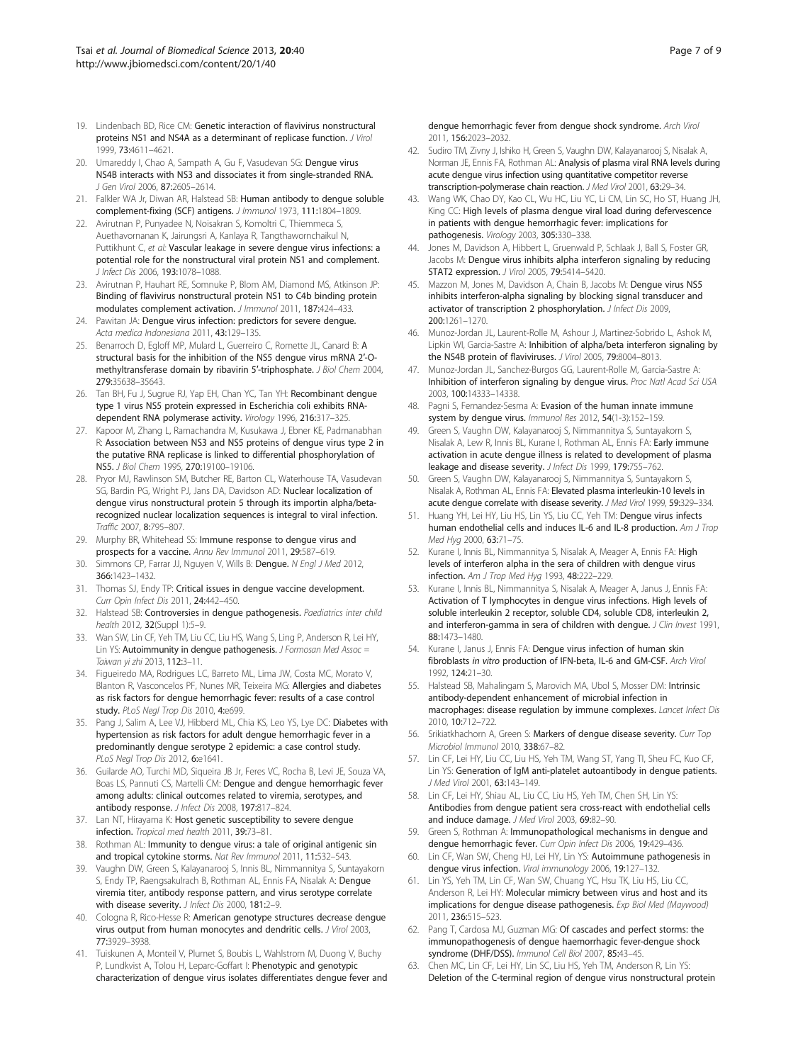19. Lindenbach BD, Rice CM: **Genetic interaction of flavivirus nonstructural proteins NS1 and NS4A as a determinant of replicase function.** *J Virol* 1999, **73**:4611–4621.
20. Umareddy I, Chao A, Sampath A, Gu F, Vasudevan SG: **Dengue virus NS4B interacts with NS3 and dissociates it from single-stranded RNA.** *J Gen Virol* 2006, **87**:2605–2614.
21. Falkler WA Jr, Diwan AR, Halstead SB: **Human antibody to dengue soluble complement-fixing (SCF) antigens.** *J Immunol* 1973, **111**:1804–1809.
22. Avirutnan P, Punyadee N, Noisakran S, Komoltri C, Thiemmeca S, Auethavornanan K, Jairungsri A, Kanlaya R, Tangthawornchaikul N, Puttikhunt C, *et al*: **Vascular leakage in severe dengue virus infections: a potential role for the nonstructural viral protein NS1 and complement.** *J Infect Dis* 2006, **193**:1078–1088.
23. Avirutnan P, Hauhart RE, Somnuke P, Blom AM, Diamond MS, Atkinson JP: **Binding of flavivirus nonstructural protein NS1 to C4b binding protein modulates complement activation.** *J Immunol* 2011, **187**:424–433.
24. Pawitan JA: **Dengue virus infection: predictors for severe dengue.** *Acta medica Indonesiana* 2011, **43**:129–135.
25. Benarroch D, Egloff MP, Mulard L, Guerreiro C, Romette JL, Canard B: **A structural basis for the inhibition of the NS5 dengue virus mRNA 2′-O-methyltransferase domain by ribavirin 5′-triphosphate.** *J Biol Chem* 2004, **279**:35638–35643.
26. Tan BH, Fu J, Sugrue RJ, Yap EH, Chan YC, Tan YH: **Recombinant dengue type 1 virus NS5 protein expressed in Escherichia coli exhibits RNA-dependent RNA polymerase activity.** *Virology* 1996, **216**:317–325.
27. Kapoor M, Zhang L, Ramachandra M, Kusukawa J, Ebner KE, Padmanabhan R: **Association between NS3 and NS5 proteins of dengue virus type 2 in the putative RNA replicase is linked to differential phosphorylation of NS5.** *J Biol Chem* 1995, **270**:19100–19106.
28. Pryor MJ, Rawlinson SM, Butcher RE, Barton CL, Waterhouse TA, Vasudevan SG, Bardin PG, Wright PJ, Jans DA, Davidson AD: **Nuclear localization of dengue virus nonstructural protein 5 through its importin alpha/beta-recognized nuclear localization sequences is integral to viral infection.** *Traffic* 2007, **8**:795–807.
29. Murphy BR, Whitehead SS: **Immune response to dengue virus and prospects for a vaccine.** *Annu Rev Immunol* 2011, **29**:587–619.
30. Simmons CP, Farrar JJ, Nguyen V, Wills B: **Dengue.** *N Engl J Med* 2012, **366**:1423–1432.
31. Thomas SJ, Endy TP: **Critical issues in dengue vaccine development.** *Curr Opin Infect Dis* 2011, **24**:442–450.
32. Halstead SB: **Controversies in dengue pathogenesis.** *Paediatrics inter child health* 2012, **32**(Suppl 1):5–9.
33. Wan SW, Lin CF, Yeh TM, Liu CC, Liu HS, Wang S, Ling P, Anderson R, Lei HY, Lin YS: **Autoimmunity in dengue pathogenesis.** *J Formosan Med Assoc = Taiwan yi zhi* 2013, **112**:3–11.
34. Figueiredo MA, Rodrigues LC, Barreto ML, Lima JW, Costa MC, Morato V, Blanton R, Vasconcelos PF, Nunes MR, Teixeira MG: **Allergies and diabetes as risk factors for dengue hemorrhagic fever: results of a case control study.** *PLoS Negl Trop Dis* 2010, **4**:e699.
35. Pang J, Salim A, Lee VJ, Hibberd ML, Chia KS, Leo YS, Lye DC: **Diabetes with hypertension as risk factors for adult dengue hemorrhagic fever in a predominantly dengue serotype 2 epidemic: a case control study.** *PLoS Negl Trop Dis* 2012, **6**:e1641.
36. Guilarde AO, Turchi MD, Siqueira JB Jr, Feres VC, Rocha B, Levi JE, Souza VA, Boas LS, Pannuti CS, Martelli CM: **Dengue and dengue hemorrhagic fever among adults: clinical outcomes related to viremia, serotypes, and antibody response.** *J Infect Dis* 2008, **197**:817–824.
37. Lan NT, Hirayama K: **Host genetic susceptibility to severe dengue infection.** *Tropical med health* 2011, **39**:73–81.
38. Rothman AL: **Immunity to dengue virus: a tale of original antigenic sin and tropical cytokine storms.** *Nat Rev Immunol* 2011, **11**:532–543.
39. Vaughn DW, Green S, Kalayanarooj S, Innis BL, Nimmannitya S, Suntayakorn S, Endy TP, Raengsakulrach B, Rothman AL, Ennis FA, Nisalak A: **Dengue viremia titer, antibody response pattern, and virus serotype correlate with disease severity.** *J Infect Dis* 2000, **181**:2–9.
40. Cologna R, Rico-Hesse R: **American genotype structures decrease dengue virus output from human monocytes and dendritic cells.** *J Virol* 2003, **77**:3929–3938.
41. Tuiskunen A, Monteil V, Plumet S, Boubis L, Wahlstrom M, Duong V, Buchy P, Lundkvist A, Tolou H, Leparc-Goffart I: **Phenotypic and genotypic characterization of dengue virus isolates differentiates dengue fever and dengue hemorrhagic fever from dengue shock syndrome.** *Arch Virol* 2011, **156**:2023–2032.
42. Sudiro TM, Zivny J, Ishiko H, Green S, Vaughn DW, Kalayanarooj S, Nisalak A, Norman JE, Ennis FA, Rothman AL: **Analysis of plasma viral RNA levels during acute dengue virus infection using quantitative competitor reverse transcription-polymerase chain reaction.** *J Med Virol* 2001, **63**:29–34.
43. Wang WK, Chao DY, Kao CL, Wu HC, Liu YC, Li CM, Lin SC, Ho ST, Huang JH, King CC: **High levels of plasma dengue viral load during defervescence in patients with dengue hemorrhagic fever: implications for pathogenesis.** *Virology* 2003, **305**:330–338.
44. Jones M, Davidson A, Hibbert L, Gruenwald P, Schlaak J, Ball S, Foster GR, Jacobs M: **Dengue virus inhibits alpha interferon signaling by reducing STAT2 expression.** *J Virol* 2005, **79**:5414–5420.
45. Mazzon M, Jones M, Davidson A, Chain B, Jacobs M: **Dengue virus NS5 inhibits interferon-alpha signaling by blocking signal transducer and activator of transcription 2 phosphorylation.** *J Infect Dis* 2009, **200**:1261–1270.
46. Munoz-Jordan JL, Laurent-Rolle M, Ashour J, Martinez-Sobrido L, Ashok M, Lipkin WI, Garcia-Sastre A: **Inhibition of alpha/beta interferon signaling by the NS4B protein of flaviviruses.** *J Virol* 2005, **79**:8004–8013.
47. Munoz-Jordan JL, Sanchez-Burgos GG, Laurent-Rolle M, Garcia-Sastre A: **Inhibition of interferon signaling by dengue virus.** *Proc Natl Acad Sci USA* 2003, **100**:14333–14338.
48. Pagni S, Fernandez-Sesma A: **Evasion of the human innate immune system by dengue virus.** *Immunol Res* 2012, **54**(1-3):152–159.
49. Green S, Vaughn DW, Kalayanarooj S, Nimmannitya S, Suntayakorn S, Nisalak A, Lew R, Innis BL, Kurane I, Rothman AL, Ennis FA: **Early immune activation in acute dengue illness is related to development of plasma leakage and disease severity.** *J Infect Dis* 1999, **179**:755–762.
50. Green S, Vaughn DW, Kalayanarooj S, Nimmannitya S, Suntayakorn S, Nisalak A, Rothman AL, Ennis FA: **Elevated plasma interleukin-10 levels in acute dengue correlate with disease severity.** *J Med Virol* 1999, **59**:329–334.
51. Huang YH, Lei HY, Liu HS, Lin YS, Liu CC, Yeh TM: **Dengue virus infects human endothelial cells and induces IL-6 and IL-8 production.** *Am J Trop Med Hyg* 2000, **63**:71–75.
52. Kurane I, Innis BL, Nimmannitya S, Nisalak A, Meager A, Ennis FA: **High levels of interferon alpha in the sera of children with dengue virus infection.** *Am J Trop Med Hyg* 1993, **48**:222–229.
53. Kurane I, Innis BL, Nimmannitya S, Nisalak A, Meager A, Janus J, Ennis FA: **Activation of T lymphocytes in dengue virus infections. High levels of soluble interleukin 2 receptor, soluble CD4, soluble CD8, interleukin 2, and interferon-gamma in sera of children with dengue.** *J Clin Invest* 1991, **88**:1473–1480.
54. Kurane I, Janus J, Ennis FA: **Dengue virus infection of human skin fibroblasts *in vitro* production of IFN-beta, IL-6 and GM-CSF.** *Arch Virol* 1992, **124**:21–30.
55. Halstead SB, Mahalingam S, Marovich MA, Ubol S, Mosser DM: **Intrinsic antibody-dependent enhancement of microbial infection in macrophages: disease regulation by immune complexes.** *Lancet Infect Dis* 2010, **10**:712–722.
56. Srikiatkhachorn A, Green S: **Markers of dengue disease severity.** *Curr Top Microbiol Immunol* 2010, **338**:67–82.
57. Lin CF, Lei HY, Liu CC, Liu HS, Yeh TM, Wang ST, Yang TI, Sheu FC, Kuo CF, Lin YS: **Generation of IgM anti-platelet autoantibody in dengue patients.** *J Med Virol* 2001, **63**:143–149.
58. Lin CF, Lei HY, Shiau AL, Liu CC, Liu HS, Yeh TM, Chen SH, Lin YS: **Antibodies from dengue patient sera cross-react with endothelial cells and induce damage.** *J Med Virol* 2003, **69**:82–90.
59. Green S, Rothman A: **Immunopathological mechanisms in dengue and dengue hemorrhagic fever.** *Curr Opin Infect Dis* 2006, **19**:429–436.
60. Lin CF, Wan SW, Cheng HJ, Lei HY, Lin YS: **Autoimmune pathogenesis in dengue virus infection.** *Viral immunology* 2006, **19**:127–132.
61. Lin YS, Yeh TM, Lin CF, Wan SW, Chuang YC, Hsu TK, Liu HS, Liu CC, Anderson R, Lei HY: **Molecular mimicry between virus and host and its implications for dengue disease pathogenesis.** *Exp Biol Med (Maywood)* 2011, **236**:515–523.
62. Pang T, Cardosa MJ, Guzman MG: **Of cascades and perfect storms: the immunopathogenesis of dengue haemorrhagic fever-dengue shock syndrome (DHF/DSS).** *Immunol Cell Biol* 2007, **85**:43–45.
63. Chen MC, Lin CF, Lei HY, Lin SC, Liu HS, Yeh TM, Anderson R, Lin YS: **Deletion of the C-terminal region of dengue virus nonstructural protein**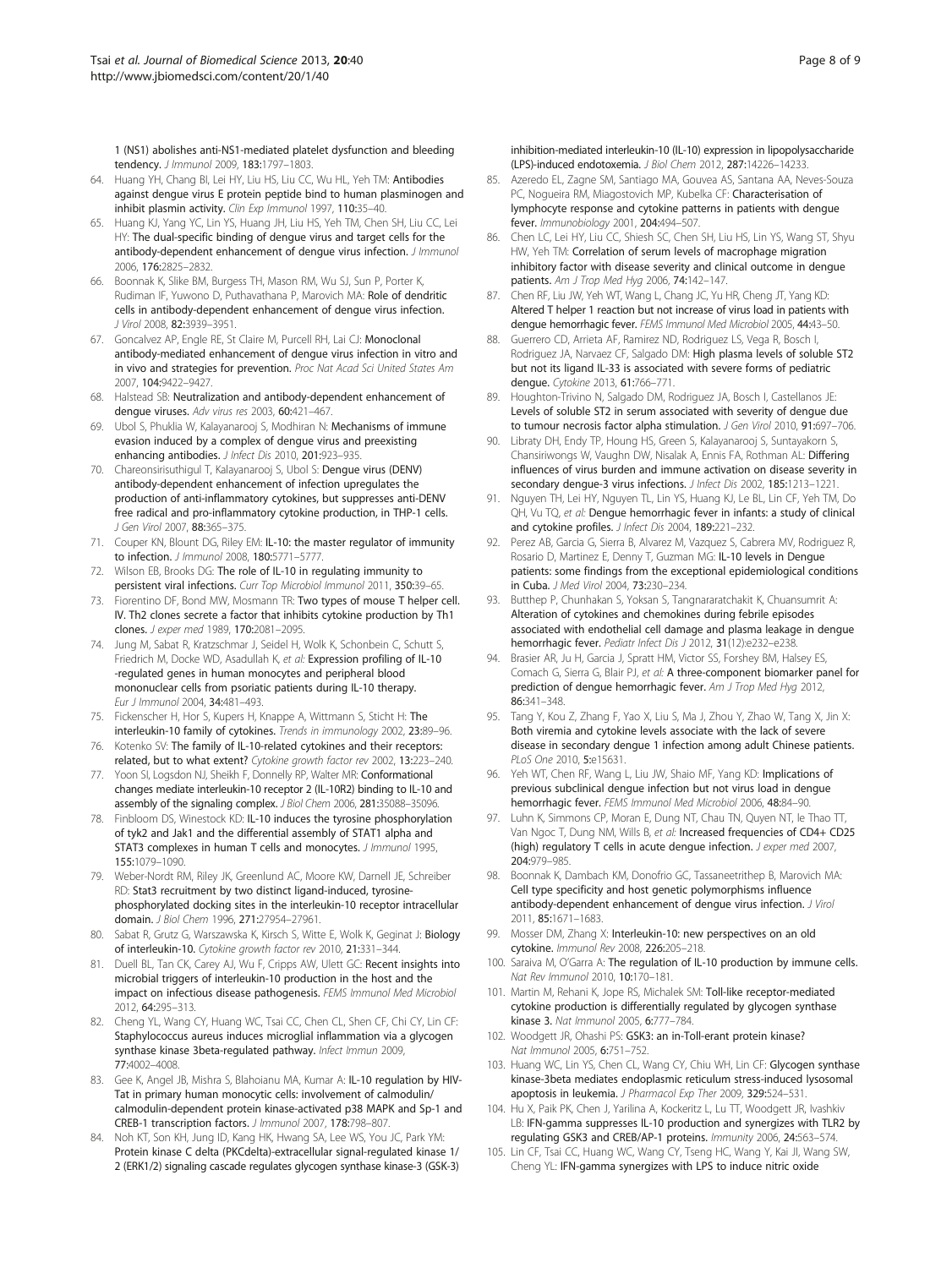1 (NS1) abolishes anti-NS1-mediated platelet dysfunction and bleeding tendency. *J Immunol* 2009, 183:1797–1803.

64. Huang YH, Chang BI, Lei HY, Liu HS, Liu CC, Wu HL, Yeh TM: **Antibodies against dengue virus E protein peptide bind to human plasminogen and inhibit plasmin activity.** *Clin Exp Immunol* 1997, 110:35–40.
65. Huang KJ, Yang YC, Lin YS, Huang JH, Liu HS, Yeh TM, Chen SH, Liu CC, Lei HY: **The dual-specific binding of dengue virus and target cells for the antibody-dependent enhancement of dengue virus infection.** *J Immunol* 2006, 176:2825–2832.
66. Boonnak K, Slike BM, Burgess TH, Mason RM, Wu SJ, Sun P, Porter K, Rudiman IF, Yuwono D, Puthavathana P, Marovich MA: **Role of dendritic cells in antibody-dependent enhancement of dengue virus infection.** *J Virol* 2008, 82:3939–3951.
67. Goncalvez AP, Engle RE, St Claire M, Purcell RH, Lai CJ: **Monoclonal antibody-mediated enhancement of dengue virus infection in vitro and in vivo and strategies for prevention.** *Proc Nat Acad Sci United States Am* 2007, 104:9422–9427.
68. Halstead SB: **Neutralization and antibody-dependent enhancement of dengue viruses.** *Adv virus res* 2003, 60:421–467.
69. Ubol S, Phuklia W, Kalayanarooj S, Modhiran N: **Mechanisms of immune evasion induced by a complex of dengue virus and preexisting enhancing antibodies.** *J Infect Dis* 2010, 201:923–935.
70. Chareonsirisuthigul T, Kalayanarooj S, Ubol S: **Dengue virus (DENV) antibody-dependent enhancement of infection upregulates the production of anti-inflammatory cytokines, but suppresses anti-DENV free radical and pro-inflammatory cytokine production, in THP-1 cells.** *J Gen Virol* 2007, 88:365–375.
71. Couper KN, Blount DG, Riley EM: **IL-10: the master regulator of immunity to infection.** *J Immunol* 2008, 180:5771–5777.
72. Wilson EB, Brooks DG: **The role of IL-10 in regulating immunity to persistent viral infections.** *Curr Top Microbiol Immunol* 2011, 350:39–65.
73. Fiorentino DF, Bond MW, Mosmann TR: **Two types of mouse T helper cell. IV. Th2 clones secrete a factor that inhibits cytokine production by Th1 clones.** *J exper med* 1989, 170:2081–2095.
74. Jung M, Sabat R, Kratzschmar J, Seidel H, Wolk K, Schonbein C, Schutt S, Friedrich M, Docke WD, Asadullah K, *et al*: **Expression profiling of IL-10 -regulated genes in human monocytes and peripheral blood mononuclear cells from psoriatic patients during IL-10 therapy.** *Eur J Immunol* 2004, 34:481–493.
75. Fickenscher H, Hor S, Kupers H, Knappe A, Wittmann S, Sticht H: **The interleukin-10 family of cytokines.** *Trends in immunology* 2002, 23:89–96.
76. Kotenko SV: **The family of IL-10-related cytokines and their receptors: related, but to what extent?** *Cytokine growth factor rev* 2002, 13:223–240.
77. Yoon SI, Logsdon NJ, Sheikh F, Donnelly RP, Walter MR: **Conformational changes mediate interleukin-10 receptor 2 (IL-10R2) binding to IL-10 and assembly of the signaling complex.** *J Biol Chem* 2006, 281:35088–35096.
78. Finbloom DS, Winestock KD: **IL-10 induces the tyrosine phosphorylation of tyk2 and Jak1 and the differential assembly of STAT1 alpha and STAT3 complexes in human T cells and monocytes.** *J Immunol* 1995, 155:1079–1090.
79. Weber-Nordt RM, Riley JK, Greenlund AC, Moore KW, Darnell JE, Schreiber RD: **Stat3 recruitment by two distinct ligand-induced, tyrosine-phosphorylated docking sites in the interleukin-10 receptor intracellular domain.** *J Biol Chem* 1996, 271:27954–27961.
80. Sabat R, Grutz G, Warszawska K, Kirsch S, Witte E, Wolk K, Geginat J: **Biology of interleukin-10.** *Cytokine growth factor rev* 2010, 21:331–344.
81. Duell BL, Tan CK, Carey AJ, Wu F, Cripps AW, Ulett GC: **Recent insights into microbial triggers of interleukin-10 production in the host and the impact on infectious disease pathogenesis.** *FEMS Immunol Med Microbiol* 2012, 64:295–313.
82. Cheng YL, Wang CY, Huang WC, Tsai CC, Chen CL, Shen CF, Chi CY, Lin CF: **Staphylococcus aureus induces microglial inflammation via a glycogen synthase kinase 3beta-regulated pathway.** *Infect Immun* 2009, 77:4002–4008.
83. Gee K, Angel JB, Mishra S, Blahoianu MA, Kumar A: **IL-10 regulation by HIV-Tat in primary human monocytic cells: involvement of calmodulin/calmodulin-dependent protein kinase-activated p38 MAPK and Sp-1 and CREB-1 transcription factors.** *J Immunol* 2007, 178:798–807.
84. Noh KT, Son KH, Jung ID, Kang HK, Hwang SA, Lee WS, You JC, Park YM: **Protein kinase C delta (PKCdelta)-extracellular signal-regulated kinase 1/2 (ERK1/2) signaling cascade regulates glycogen synthase kinase-3 (GSK-3) inhibition-mediated interleukin-10 (IL-10) expression in lipopolysaccharide (LPS)-induced endotoxemia.** *J Biol Chem* 2012, 287:14226–14233.
85. Azeredo EL, Zagne SM, Santiago MA, Gouvea AS, Santana AA, Neves-Souza PC, Nogueira RM, Miagostovich MP, Kubelka CF: **Characterisation of lymphocyte response and cytokine patterns in patients with dengue fever.** *Immunobiology* 2001, 204:494–507.
86. Chen LC, Lei HY, Liu CC, Shiesh SC, Chen SH, Liu HS, Lin YS, Wang ST, Shyu HW, Yeh TM: **Correlation of serum levels of macrophage migration inhibitory factor with disease severity and clinical outcome in dengue patients.** *Am J Trop Med Hyg* 2006, 74:142–147.
87. Chen RF, Liu JW, Yeh WT, Wang L, Chang JC, Yu HR, Cheng JT, Yang KD: **Altered T helper 1 reaction but not increase of virus load in patients with dengue hemorrhagic fever.** *FEMS Immunol Med Microbiol* 2005, 44:43–50.
88. Guerrero CD, Arrieta AF, Ramirez ND, Rodriguez LS, Vega R, Bosch I, Rodriguez JA, Narvaez CF, Salgado DM: **High plasma levels of soluble ST2 but not its ligand IL-33 is associated with severe forms of pediatric dengue.** *Cytokine* 2013, 61:766–771.
89. Houghton-Trivino N, Salgado DM, Rodriguez JA, Bosch I, Castellanos JE: **Levels of soluble ST2 in serum associated with severity of dengue due to tumour necrosis factor alpha stimulation.** *J Gen Virol* 2010, 91:697–706.
90. Libraty DH, Endy TP, Houng HS, Green S, Kalayanarooj S, Suntayakorn S, Chansiriwongs W, Vaughn DW, Nisalak A, Ennis FA, Rothman AL: **Differing influences of virus burden and immune activation on disease severity in secondary dengue-3 virus infections.** *J Infect Dis* 2002, 185:1213–1221.
91. Nguyen TH, Lei HY, Nguyen TL, Lin YS, Huang KJ, Le BL, Lin CF, Yeh TM, Do QH, Vu TQ, *et al*: **Dengue hemorrhagic fever in infants: a study of clinical and cytokine profiles.** *J Infect Dis* 2004, 189:221–232.
92. Perez AB, Garcia G, Sierra B, Alvarez M, Vazquez S, Cabrera MV, Rodriguez R, Rosario D, Martinez E, Denny T, Guzman MG: **IL-10 levels in Dengue patients: some findings from the exceptional epidemiological conditions in Cuba.** *J Med Virol* 2004, 73:230–234.
93. Butthep P, Chunhakan S, Yoksan S, Tangnararatchakit K, Chuansumrit A: **Alteration of cytokines and chemokines during febrile episodes associated with endothelial cell damage and plasma leakage in dengue hemorrhagic fever.** *Pediatr Infect Dis J* 2012, 31(12):e232–e238.
94. Brasier AR, Ju H, Garcia J, Spratt HM, Victor SS, Forshey BM, Halsey ES, Comach G, Sierra G, Blair PJ, *et al*: **A three-component biomarker panel for prediction of dengue hemorrhagic fever.** *Am J Trop Med Hyg* 2012, 86:341–348.
95. Tang Y, Kou Z, Zhang F, Yao X, Liu S, Ma J, Zhou Y, Zhao W, Tang X, Jin X: **Both viremia and cytokine levels associate with the lack of severe disease in secondary dengue 1 infection among adult Chinese patients.** *PLoS One* 2010, 5:e15631.
96. Yeh WT, Chen RF, Wang L, Liu JW, Shaio MF, Yang KD: **Implications of previous subclinical dengue infection but not virus load in dengue hemorrhagic fever.** *FEMS Immunol Med Microbiol* 2006, 48:84–90.
97. Luhn K, Simmons CP, Moran E, Dung NT, Chau TN, Quyen NT, le Thao TT, Van Ngoc T, Dung NM, Wills B, *et al*: **Increased frequencies of CD4+ CD25 (high) regulatory T cells in acute dengue infection.** *J exper med* 2007, 204:979–985.
98. Boonnak K, Dambach KM, Donofrio GC, Tassaneetrithep B, Marovich MA: **Cell type specificity and host genetic polymorphisms influence antibody-dependent enhancement of dengue virus infection.** *J Virol* 2011, 85:1671–1683.
99. Mosser DM, Zhang X: **Interleukin-10: new perspectives on an old cytokine.** *Immunol Rev* 2008, 226:205–218.
100. Saraiva M, O'Garra A: **The regulation of IL-10 production by immune cells.** *Nat Rev Immunol* 2010, 10:170–181.
101. Martin M, Rehani K, Jope RS, Michalek SM: **Toll-like receptor-mediated cytokine production is differentially regulated by glycogen synthase kinase 3.** *Nat Immunol* 2005, 6:777–784.
102. Woodgett JR, Ohashi PS: **GSK3: an in-Toll-erant protein kinase?** *Nat Immunol* 2005, 6:751–752.
103. Huang WC, Lin YS, Chen CL, Wang CY, Chiu WH, Lin CF: **Glycogen synthase kinase-3beta mediates endoplasmic reticulum stress-induced lysosomal apoptosis in leukemia.** *J Pharmacol Exp Ther* 2009, 329:524–531.
104. Hu X, Paik PK, Chen J, Yarilina A, Kockeritz L, Lu TT, Woodgett JR, Ivashkiv LB: **IFN-gamma suppresses IL-10 production and synergizes with TLR2 by regulating GSK3 and CREB/AP-1 proteins.** *Immunity* 2006, 24:563–574.
105. Lin CF, Tsai CC, Huang WC, Wang CY, Tseng HC, Wang Y, Kai JI, Wang SW, Cheng YL: **IFN-gamma synergizes with LPS to induce nitric oxide**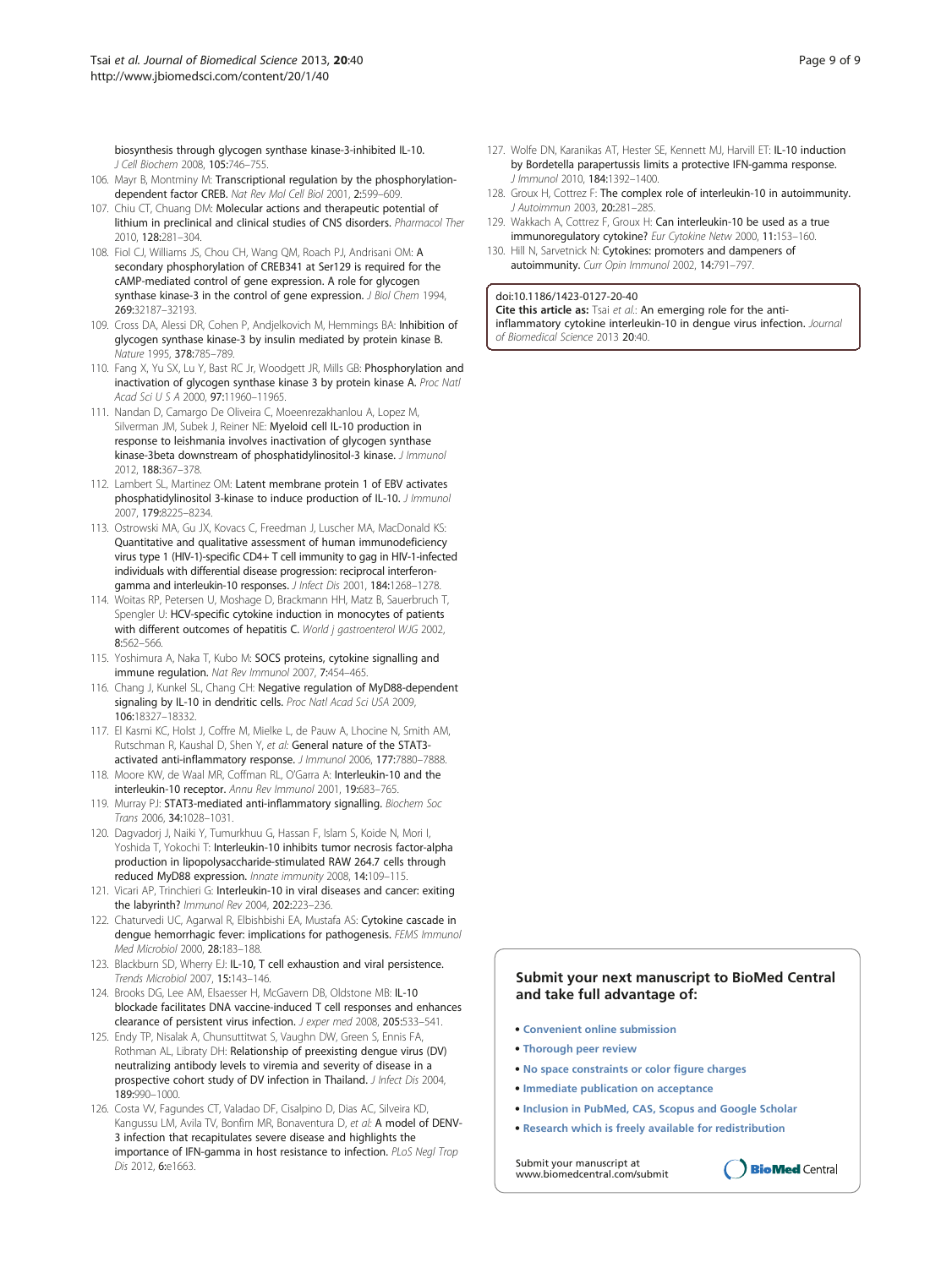biosynthesis through glycogen synthase kinase-3-inhibited IL-10. *J Cell Biochem* 2008, **105:**746–755.

106. Mayr B, Montminy M: **Transcriptional regulation by the phosphorylation-dependent factor CREB.** *Nat Rev Mol Cell Biol* 2001, **2:**599–609.
107. Chiu CT, Chuang DM: **Molecular actions and therapeutic potential of lithium in preclinical and clinical studies of CNS disorders.** *Pharmacol Ther* 2010, **128:**281–304.
108. Fiol CJ, Williams JS, Chou CH, Wang QM, Roach PJ, Andrisani OM: **A secondary phosphorylation of CREB341 at Ser129 is required for the cAMP-mediated control of gene expression. A role for glycogen synthase kinase-3 in the control of gene expression.** *J Biol Chem* 1994, **269:**32187–32193.
109. Cross DA, Alessi DR, Cohen P, Andjelkovich M, Hemmings BA: **Inhibition of glycogen synthase kinase-3 by insulin mediated by protein kinase B.** *Nature* 1995, **378:**785–789.
110. Fang X, Yu SX, Lu Y, Bast RC Jr, Woodgett JR, Mills GB: **Phosphorylation and inactivation of glycogen synthase kinase 3 by protein kinase A.** *Proc Natl Acad Sci U S A* 2000, **97:**11960–11965.
111. Nandan D, Camargo De Oliveira C, Moeenrezakhanlou A, Lopez M, Silverman JM, Subek J, Reiner NE: **Myeloid cell IL-10 production in response to leishmania involves inactivation of glycogen synthase kinase-3beta downstream of phosphatidylinositol-3 kinase.** *J Immunol* 2012, **188:**367–378.
112. Lambert SL, Martinez OM: **Latent membrane protein 1 of EBV activates phosphatidylinositol 3-kinase to induce production of IL-10.** *J Immunol* 2007, **179:**8225–8234.
113. Ostrowski MA, Gu JX, Kovacs C, Freedman J, Luscher MA, MacDonald KS: **Quantitative and qualitative assessment of human immunodeficiency virus type 1 (HIV-1)-specific CD4+ T cell immunity to gag in HIV-1-infected individuals with differential disease progression: reciprocal interferon-gamma and interleukin-10 responses.** *J Infect Dis* 2001, **184:**1268–1278.
114. Woitas RP, Petersen U, Moshage D, Brackmann HH, Matz B, Sauerbruch T, Spengler U: **HCV-specific cytokine induction in monocytes of patients with different outcomes of hepatitis C.** *World j gastroenterol WJG* 2002, **8:**562–566.
115. Yoshimura A, Naka T, Kubo M: **SOCS proteins, cytokine signalling and immune regulation.** *Nat Rev Immunol* 2007, **7:**454–465.
116. Chang J, Kunkel SL, Chang CH: **Negative regulation of MyD88-dependent signaling by IL-10 in dendritic cells.** *Proc Natl Acad Sci USA* 2009, **106:**18327–18332.
117. El Kasmi KC, Holst J, Coffre M, Mielke L, de Pauw A, Lhocine N, Smith AM, Rutschman R, Kaushal D, Shen Y, *et al*: **General nature of the STAT3-activated anti-inflammatory response.** *J Immunol* 2006, **177:**7880–7888.
118. Moore KW, de Waal MR, Coffman RL, O'Garra A: **Interleukin-10 and the interleukin-10 receptor.** *Annu Rev Immunol* 2001, **19:**683–765.
119. Murray PJ: **STAT3-mediated anti-inflammatory signalling.** *Biochem Soc Trans* 2006, **34:**1028–1031.
120. Dagvadorj J, Naiki Y, Tumurkhuu G, Hassan F, Islam S, Koide N, Mori I, Yoshida T, Yokochi T: **Interleukin-10 inhibits tumor necrosis factor-alpha production in lipopolysaccharide-stimulated RAW 264.7 cells through reduced MyD88 expression.** *Innate immunity* 2008, **14:**109–115.
121. Vicari AP, Trinchieri G: **Interleukin-10 in viral diseases and cancer: exiting the labyrinth?** *Immunol Rev* 2004, **202:**223–236.
122. Chaturvedi UC, Agarwal R, Elbishbishi EA, Mustafa AS: **Cytokine cascade in dengue hemorrhagic fever: implications for pathogenesis.** *FEMS Immunol Med Microbiol* 2000, **28:**183–188.
123. Blackburn SD, Wherry EJ: **IL-10, T cell exhaustion and viral persistence.** *Trends Microbiol* 2007, **15:**143–146.
124. Brooks DG, Lee AM, Elsaesser H, McGavern DB, Oldstone MB: **IL-10 blockade facilitates DNA vaccine-induced T cell responses and enhances clearance of persistent virus infection.** *J exper med* 2008, **205:**533–541.
125. Endy TP, Nisalak A, Chunsuttitwat S, Vaughn DW, Green S, Ennis FA, Rothman AL, Libraty DH: **Relationship of preexisting dengue virus (DV) neutralizing antibody levels to viremia and severity of disease in a prospective cohort study of DV infection in Thailand.** *J Infect Dis* 2004, **189:**990–1000.
126. Costa VV, Fagundes CT, Valadao DF, Cisalpino D, Dias AC, Silveira KD, Kangussu LM, Avila TV, Bonfim MR, Bonaventura D, *et al*: **A model of DENV-3 infection that recapitulates severe disease and highlights the importance of IFN-gamma in host resistance to infection.** *PLoS Negl Trop Dis* 2012, **6:**e1663.
127. Wolfe DN, Karanikas AT, Hester SE, Kennett MJ, Harvill ET: **IL-10 induction by Bordetella parapertussis limits a protective IFN-gamma response.** *J Immunol* 2010, **184:**1392–1400.
128. Groux H, Cottrez F: **The complex role of interleukin-10 in autoimmunity.** *J Autoimmun* 2003, **20:**281–285.
129. Wakkach A, Cottrez F, Groux H: **Can interleukin-10 be used as a true immunoregulatory cytokine?** *Eur Cytokine Netw* 2000, **11:**153–160.
130. Hill N, Sarvetnick N: **Cytokines: promoters and dampeners of autoimmunity.** *Curr Opin Immunol* 2002, **14:**791–797.

doi:10.1186/1423-0127-20-40

**Cite this article as:** Tsai *et al.*: An emerging role for the anti-inflammatory cytokine interleukin-10 in dengue virus infection. *Journal of Biomedical Science* 2013 **20**:40.

**Submit your next manuscript to BioMed Central and take full advantage of:**

- **Convenient online submission**
- **Thorough peer review**
- **No space constraints or color figure charges**
- **Immediate publication on acceptance**
- **Inclusion in PubMed, CAS, Scopus and Google Scholar**
- **Research which is freely available for redistribution**

Submit your manuscript at www.biomedcentral.com/submit

BioMed Central